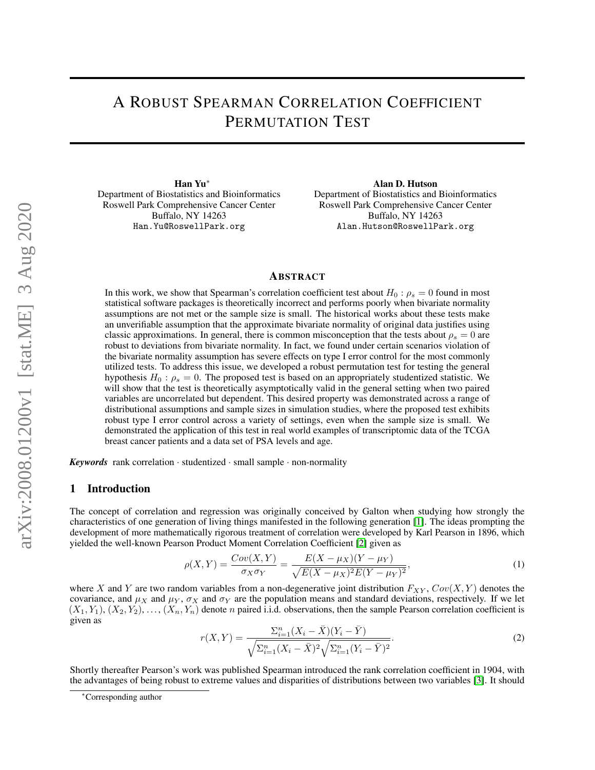# A ROBUST SPEARMAN CORRELATION COEFFICIENT PERMUTATION TEST

**Han Yu***
Department of Biostatistics and Bioinformatics
Roswell Park Comprehensive Cancer Center
Buffalo, NY 14263
Han.Yu@RoswellPark.org

**Alan D. Hutson**
Department of Biostatistics and Bioinformatics
Roswell Park Comprehensive Cancer Center
Buffalo, NY 14263
Alan.Hutson@RoswellPark.org

## ABSTRACT

In this work, we show that Spearman's correlation coefficient test about $H_0 : \rho_s = 0$ found in most statistical software packages is theoretically incorrect and performs poorly when bivariate normality assumptions are not met or the sample size is small. The historical works about these tests make an unverifiable assumption that the approximate bivariate normality of original data justifies using classic approximations. In general, there is common misconception that the tests about $\rho_s = 0$ are robust to deviations from bivariate normality. In fact, we found under certain scenarios violation of the bivariate normality assumption has severe effects on type I error control for the most commonly utilized tests. To address this issue, we developed a robust permutation test for testing the general hypothesis $H_0 : \rho_s = 0$. The proposed test is based on an appropriately studentized statistic. We will show that the test is theoretically asymptotically valid in the general setting when two paired variables are uncorrelated but dependent. This desired property was demonstrated across a range of distributional assumptions and sample sizes in simulation studies, where the proposed test exhibits robust type I error control across a variety of settings, even when the sample size is small. We demonstrated the application of this test in real world examples of transcriptomic data of the TCGA breast cancer patients and a data set of PSA levels and age.

***Keywords*** rank correlation · studentized · small sample · non-normality

## 1 Introduction

The concept of correlation and regression was originally conceived by Galton when studying how strongly the characteristics of one generation of living things manifested in the following generation [1]. The ideas prompting the development of more mathematically rigorous treatment of correlation were developed by Karl Pearson in 1896, which yielded the well-known Pearson Product Moment Correlation Coefficient [2] given as

$$\rho(X, Y) = \frac{Cov(X, Y)}{\sigma_X \sigma_Y} = \frac{E(X - \mu_X)(Y - \mu_Y)}{\sqrt{E(X - \mu_X)^2 E(Y - \mu_Y)^2}}, \tag{1}$$

where $X$ and $Y$ are two random variables from a non-degenerative joint distribution $F_{XY}$, $Cov(X, Y)$ denotes the covariance, and $\mu_X$ and $\mu_Y$, $\sigma_X$ and $\sigma_Y$ are the population means and standard deviations, respectively. If we let $(X_1, Y_1), (X_2, Y_2), \ldots, (X_n, Y_n)$ denote $n$ paired i.i.d. observations, then the sample Pearson correlation coefficient is given as

$$r(X, Y) = \frac{\Sigma_{i=1}^n (X_i - \bar{X})(Y_i - \bar{Y})}{\sqrt{\Sigma_{i=1}^n (X_i - \bar{X})^2}\sqrt{\Sigma_{i=1}^n (Y_i - \bar{Y})^2}}. \tag{2}$$

Shortly thereafter Pearson's work was published Spearman introduced the rank correlation coefficient in 1904, with the advantages of being robust to extreme values and disparities of distributions between two variables [3]. It should

*Corresponding author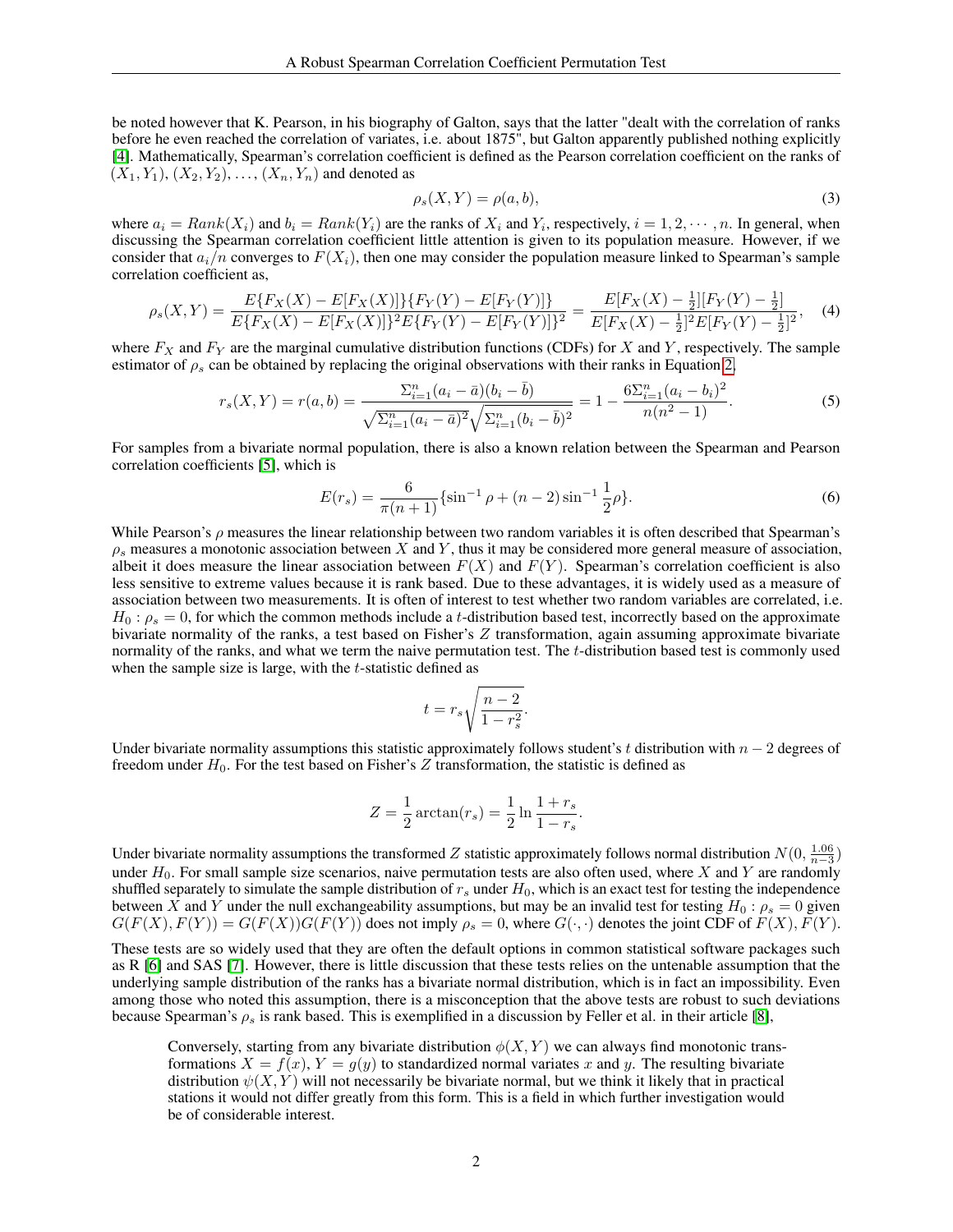be noted however that K. Pearson, in his biography of Galton, says that the latter "dealt with the correlation of ranks before he even reached the correlation of variates, i.e. about 1875", but Galton apparently published nothing explicitly [4]. Mathematically, Spearman's correlation coefficient is defined as the Pearson correlation coefficient on the ranks of $(X_1, Y_1)$, $(X_2, Y_2)$, $\ldots$, $(X_n, Y_n)$ and denoted as

$$\rho_s(X, Y) = \rho(a, b), \tag{3}$$

where $a_i = Rank(X_i)$ and $b_i = Rank(Y_i)$ are the ranks of $X_i$ and $Y_i$, respectively, $i = 1, 2, \cdots, n$. In general, when discussing the Spearman correlation coefficient little attention is given to its population measure. However, if we consider that $a_i/n$ converges to $F(X_i)$, then one may consider the population measure linked to Spearman's sample correlation coefficient as,

$$\rho_s(X, Y) = \frac{E\{F_X(X) - E[F_X(X)]\}\{F_Y(Y) - E[F_Y(Y)]\}}{E\{F_X(X) - E[F_X(X)]\}^2 E\{F_Y(Y) - E[F_Y(Y)]\}^2} = \frac{E[F_X(X) - \frac{1}{2}][F_Y(Y) - \frac{1}{2}]}{E[F_X(X) - \frac{1}{2}]^2 E[F_Y(Y) - \frac{1}{2}]^2}, \tag{4}$$

where $F_X$ and $F_Y$ are the marginal cumulative distribution functions (CDFs) for $X$ and $Y$, respectively. The sample estimator of $\rho_s$ can be obtained by replacing the original observations with their ranks in Equation 2,

$$r_s(X, Y) = r(a, b) = \frac{\Sigma_{i=1}^n (a_i - \bar{a})(b_i - \bar{b})}{\sqrt{\Sigma_{i=1}^n (a_i - \bar{a})^2}\sqrt{\Sigma_{i=1}^n (b_i - \bar{b})^2}} = 1 - \frac{6\Sigma_{i=1}^n (a_i - b_i)^2}{n(n^2 - 1)}. \tag{5}$$

For samples from a bivariate normal population, there is also a known relation between the Spearman and Pearson correlation coefficients [5], which is

$$E(r_s) = \frac{6}{\pi(n+1)}\{\sin^{-1}\rho + (n-2)\sin^{-1}\frac{1}{2}\rho\}. \tag{6}$$

While Pearson's $\rho$ measures the linear relationship between two random variables it is often described that Spearman's $\rho_s$ measures a monotonic association between $X$ and $Y$, thus it may be considered more general measure of association, albeit it does measure the linear association between $F(X)$ and $F(Y)$. Spearman's correlation coefficient is also less sensitive to extreme values because it is rank based. Due to these advantages, it is widely used as a measure of association between two measurements. It is often of interest to test whether two random variables are correlated, i.e. $H_0 : \rho_s = 0$, for which the common methods include a $t$-distribution based test, incorrectly based on the approximate bivariate normality of the ranks, a test based on Fisher's $Z$ transformation, again assuming approximate bivariate normality of the ranks, and what we term the naive permutation test. The $t$-distribution based test is commonly used when the sample size is large, with the $t$-statistic defined as

$$t = r_s\sqrt{\frac{n-2}{1-r_s^2}}.$$

Under bivariate normality assumptions this statistic approximately follows student's $t$ distribution with $n - 2$ degrees of freedom under $H_0$. For the test based on Fisher's $Z$ transformation, the statistic is defined as

$$Z = \frac{1}{2}\arctan(r_s) = \frac{1}{2}\ln\frac{1 + r_s}{1 - r_s}.$$

Under bivariate normality assumptions the transformed $Z$ statistic approximately follows normal distribution $N(0, \frac{1.06}{n-3})$ under $H_0$. For small sample size scenarios, naive permutation tests are also often used, where $X$ and $Y$ are randomly shuffled separately to simulate the sample distribution of $r_s$ under $H_0$, which is an exact test for testing the independence between $X$ and $Y$ under the null exchangeability assumptions, but may be an invalid test for testing $H_0 : \rho_s = 0$ given $G(F(X), F(Y)) = G(F(X))G(F(Y))$ does not imply $\rho_s = 0$, where $G(\cdot, \cdot)$ denotes the joint CDF of $F(X), F(Y)$.

These tests are so widely used that they are often the default options in common statistical software packages such as R [6] and SAS [7]. However, there is little discussion that these tests relies on the untenable assumption that the underlying sample distribution of the ranks has a bivariate normal distribution, which is in fact an impossibility. Even among those who noted this assumption, there is a misconception that the above tests are robust to such deviations because Spearman's $\rho_s$ is rank based. This is exemplified in a discussion by Feller et al. in their article [8],

> Conversely, starting from any bivariate distribution $\phi(X, Y)$ we can always find monotonic transformations $X = f(x)$, $Y = g(y)$ to standardized normal variates $x$ and $y$. The resulting bivariate distribution $\psi(X, Y)$ will not necessarily be bivariate normal, but we think it likely that in practical stations it would not differ greatly from this form. This is a field in which further investigation would be of considerable interest.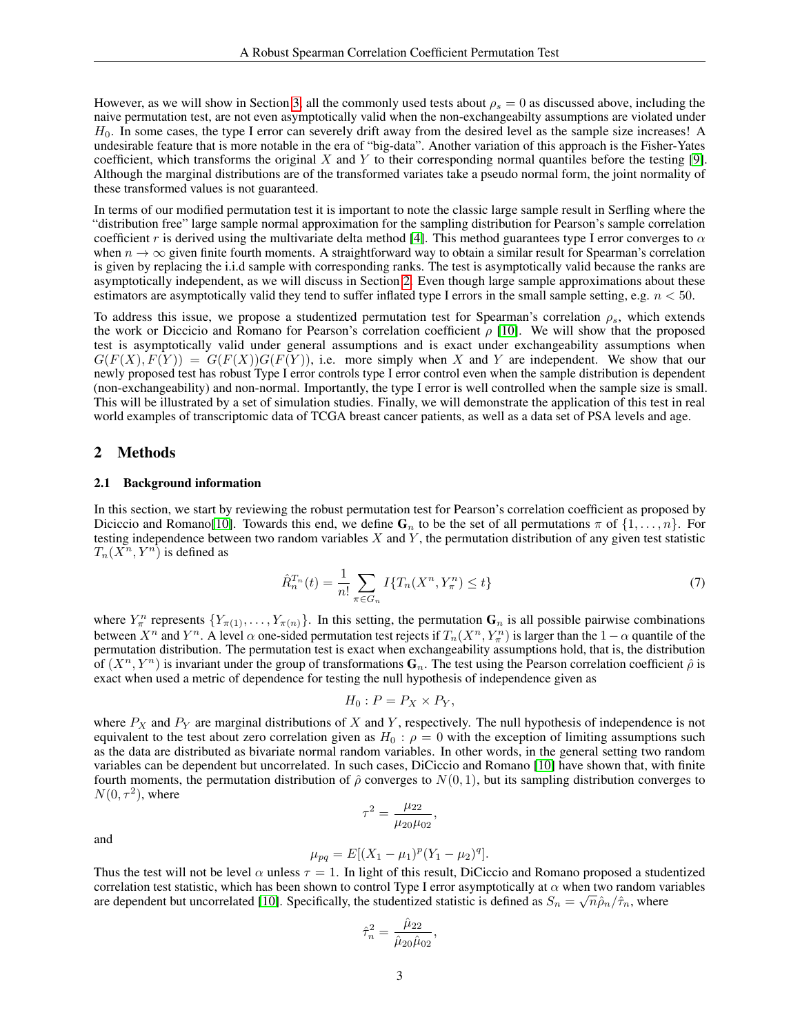However, as we will show in Section 3, all the commonly used tests about $\rho_s = 0$ as discussed above, including the naive permutation test, are not even asymptotically valid when the non-exchangeabilty assumptions are violated under $H_0$. In some cases, the type I error can severely drift away from the desired level as the sample size increases! A undesirable feature that is more notable in the era of "big-data". Another variation of this approach is the Fisher-Yates coefficient, which transforms the original $X$ and $Y$ to their corresponding normal quantiles before the testing [9]. Although the marginal distributions are of the transformed variates take a pseudo normal form, the joint normality of these transformed values is not guaranteed.

In terms of our modified permutation test it is important to note the classic large sample result in Serfling where the "distribution free" large sample normal approximation for the sampling distribution for Pearson's sample correlation coefficient $r$ is derived using the multivariate delta method [4]. This method guarantees type I error converges to $\alpha$ when $n \to \infty$ given finite fourth moments. A straightforward way to obtain a similar result for Spearman's correlation is given by replacing the i.i.d sample with corresponding ranks. The test is asymptotically valid because the ranks are asymptotically independent, as we will discuss in Section 2. Even though large sample approximations about these estimators are asymptotically valid they tend to suffer inflated type I errors in the small sample setting, e.g. $n < 50$.

To address this issue, we propose a studentized permutation test for Spearman's correlation $\rho_s$, which extends the work or Diccicio and Romano for Pearson's correlation coefficient $\rho$ [10]. We will show that the proposed test is asymptotically valid under general assumptions and is exact under exchangeability assumptions when $G(F(X), F(Y)) = G(F(X))G(F(Y))$, i.e. more simply when $X$ and $Y$ are independent. We show that our newly proposed test has robust Type I error controls type I error control even when the sample distribution is dependent (non-exchangeability) and non-normal. Importantly, the type I error is well controlled when the sample size is small. This will be illustrated by a set of simulation studies. Finally, we will demonstrate the application of this test in real world examples of transcriptomic data of TCGA breast cancer patients, as well as a data set of PSA levels and age.

## 2 Methods

### 2.1 Background information

In this section, we start by reviewing the robust permutation test for Pearson's correlation coefficient as proposed by Diciccio and Romano[10]. Towards this end, we define $\mathbf{G}_n$ to be the set of all permutations $\pi$ of $\{1, \dots, n\}$. For testing independence between two random variables $X$ and $Y$, the permutation distribution of any given test statistic $T_n(X^n, Y^n)$ is defined as

$$\hat{R}_n^{T_n}(t) = \frac{1}{n!} \sum_{\pi \in G_n} I\{T_n(X^n, Y_\pi^n) \leq t\} \tag{7}$$

where $Y_\pi^n$ represents $\{Y_{\pi(1)}, \dots, Y_{\pi(n)}\}$. In this setting, the permutation $\mathbf{G}_n$ is all possible pairwise combinations between $X^n$ and $Y^n$. A level $\alpha$ one-sided permutation test rejects if $T_n(X^n, Y_\pi^n)$ is larger than the $1-\alpha$ quantile of the permutation distribution. The permutation test is exact when exchangeability assumptions hold, that is, the distribution of $(X^n, Y^n)$ is invariant under the group of transformations $\mathbf{G}_n$. The test using the Pearson correlation coefficient $\hat{\rho}$ is exact when used a metric of dependence for testing the null hypothesis of independence given as

$$H_0 : P = P_X \times P_Y,$$

where $P_X$ and $P_Y$ are marginal distributions of $X$ and $Y$, respectively. The null hypothesis of independence is not equivalent to the test about zero correlation given as $H_0 : \rho = 0$ with the exception of limiting assumptions such as the data are distributed as bivariate normal random variables. In other words, in the general setting two random variables can be dependent but uncorrelated. In such cases, DiCiccio and Romano [10] have shown that, with finite fourth moments, the permutation distribution of $\hat{\rho}$ converges to $N(0, 1)$, but its sampling distribution converges to $N(0, \tau^2)$, where

$$\tau^2 = \frac{\mu_{22}}{\mu_{20}\mu_{02}},$$

and

$$\mu_{pq} = E[(X_1 - \mu_1)^p (Y_1 - \mu_2)^q].$$

Thus the test will not be level $\alpha$ unless $\tau = 1$. In light of this result, DiCiccio and Romano proposed a studentized correlation test statistic, which has been shown to control Type I error asymptotically at $\alpha$ when two random variables are dependent but uncorrelated [10]. Specifically, the studentized statistic is defined as $S_n = \sqrt{n}\hat{\rho}_n/\hat{\tau}_n$, where

$$\hat{\tau}_n^2 = \frac{\hat{\mu}_{22}}{\hat{\mu}_{20}\hat{\mu}_{02}},$$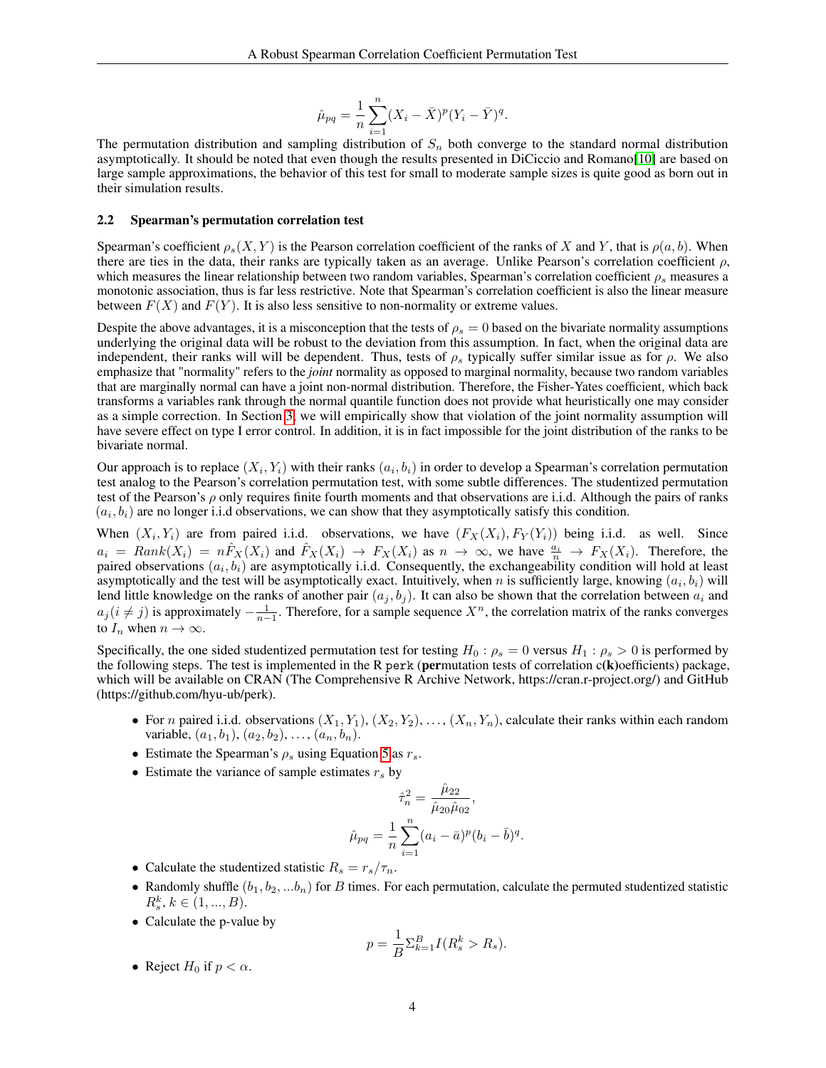$$\hat{\mu}_{pq} = \frac{1}{n}\sum_{i=1}^{n}(X_i - \bar{X})^p(Y_i - \bar{Y})^q.$$

The permutation distribution and sampling distribution of $S_n$ both converge to the standard normal distribution asymptotically. It should be noted that even though the results presented in DiCiccio and Romano[10] are based on large sample approximations, the behavior of this test for small to moderate sample sizes is quite good as born out in their simulation results.

### 2.2 Spearman's permutation correlation test

Spearman's coefficient $\rho_s(X, Y)$ is the Pearson correlation coefficient of the ranks of $X$ and $Y$, that is $\rho(a, b)$. When there are ties in the data, their ranks are typically taken as an average. Unlike Pearson's correlation coefficient $\rho$, which measures the linear relationship between two random variables, Spearman's correlation coefficient $\rho_s$ measures a monotonic association, thus is far less restrictive. Note that Spearman's correlation coefficient is also the linear measure between $F(X)$ and $F(Y)$. It is also less sensitive to non-normality or extreme values.

Despite the above advantages, it is a misconception that the tests of $\rho_s = 0$ based on the bivariate normality assumptions underlying the original data will be robust to the deviation from this assumption. In fact, when the original data are independent, their ranks will will be dependent. Thus, tests of $\rho_s$ typically suffer similar issue as for $\rho$. We also emphasize that "normality" refers to the *joint* normality as opposed to marginal normality, because two random variables that are marginally normal can have a joint non-normal distribution. Therefore, the Fisher-Yates coefficient, which back transforms a variables rank through the normal quantile function does not provide what heuristically one may consider as a simple correction. In Section 3, we will empirically show that violation of the joint normality assumption will have severe effect on type I error control. In addition, it is in fact impossible for the joint distribution of the ranks to be bivariate normal.

Our approach is to replace $(X_i, Y_i)$ with their ranks $(a_i, b_i)$ in order to develop a Spearman's correlation permutation test analog to the Pearson's correlation permutation test, with some subtle differences. The studentized permutation test of the Pearson's $\rho$ only requires finite fourth moments and that observations are i.i.d. Although the pairs of ranks $(a_i, b_i)$ are no longer i.i.d observations, we can show that they asymptotically satisfy this condition.

When $(X_i, Y_i)$ are from paired i.i.d. observations, we have $(F_X(X_i), F_Y(Y_i))$ being i.i.d. as well. Since $a_i = Rank(X_i) = n\hat{F}_X(X_i)$ and $\hat{F}_X(X_i) \to F_X(X_i)$ as $n \to \infty$, we have $\frac{a_i}{n} \to F_X(X_i)$. Therefore, the paired observations $(a_i, b_i)$ are asymptotically i.i.d. Consequently, the exchangeability condition will hold at least asymptotically and the test will be asymptotically exact. Intuitively, when $n$ is sufficiently large, knowing $(a_i, b_i)$ will lend little knowledge on the ranks of another pair $(a_j, b_j)$. It can also be shown that the correlation between $a_i$ and $a_j (i \neq j)$ is approximately $-\frac{1}{n-1}$. Therefore, for a sample sequence $X^n$, the correlation matrix of the ranks converges to $I_n$ when $n \to \infty$.

Specifically, the one sided studentized permutation test for testing $H_0 : \rho_s = 0$ versus $H_1 : \rho_s > 0$ is performed by the following steps. The test is implemented in the R `perk` (**per**mutation tests of correlation c(**k**)oefficients) package, which will be available on CRAN (The Comprehensive R Archive Network, https://cran.r-project.org/) and GitHub (https://github.com/hyu-ub/perk).

- For $n$ paired i.i.d. observations $(X_1, Y_1), (X_2, Y_2), \ldots, (X_n, Y_n)$, calculate their ranks within each random variable, $(a_1, b_1), (a_2, b_2), \ldots, (a_n, b_n)$.
- Estimate the Spearman's $\rho_s$ using Equation 5 as $r_s$.
- Estimate the variance of sample estimates $r_s$ by

$$\hat{\tau}_n^2 = \frac{\hat{\mu}_{22}}{\hat{\mu}_{20}\hat{\mu}_{02}},$$

$$\hat{\mu}_{pq} = \frac{1}{n}\sum_{i=1}^{n}(a_i - \bar{a})^p(b_i - \bar{b})^q.$$

- Calculate the studentized statistic $R_s = r_s/\tau_n$.
- Randomly shuffle $(b_1, b_2, \ldots b_n)$ for $B$ times. For each permutation, calculate the permuted studentized statistic $R_s^k$, $k \in (1, \ldots, B)$.
- Calculate the p-value by

$$p = \frac{1}{B}\Sigma_{k=1}^{B} I(R_s^k > R_s).$$

- Reject $H_0$ if $p < \alpha$.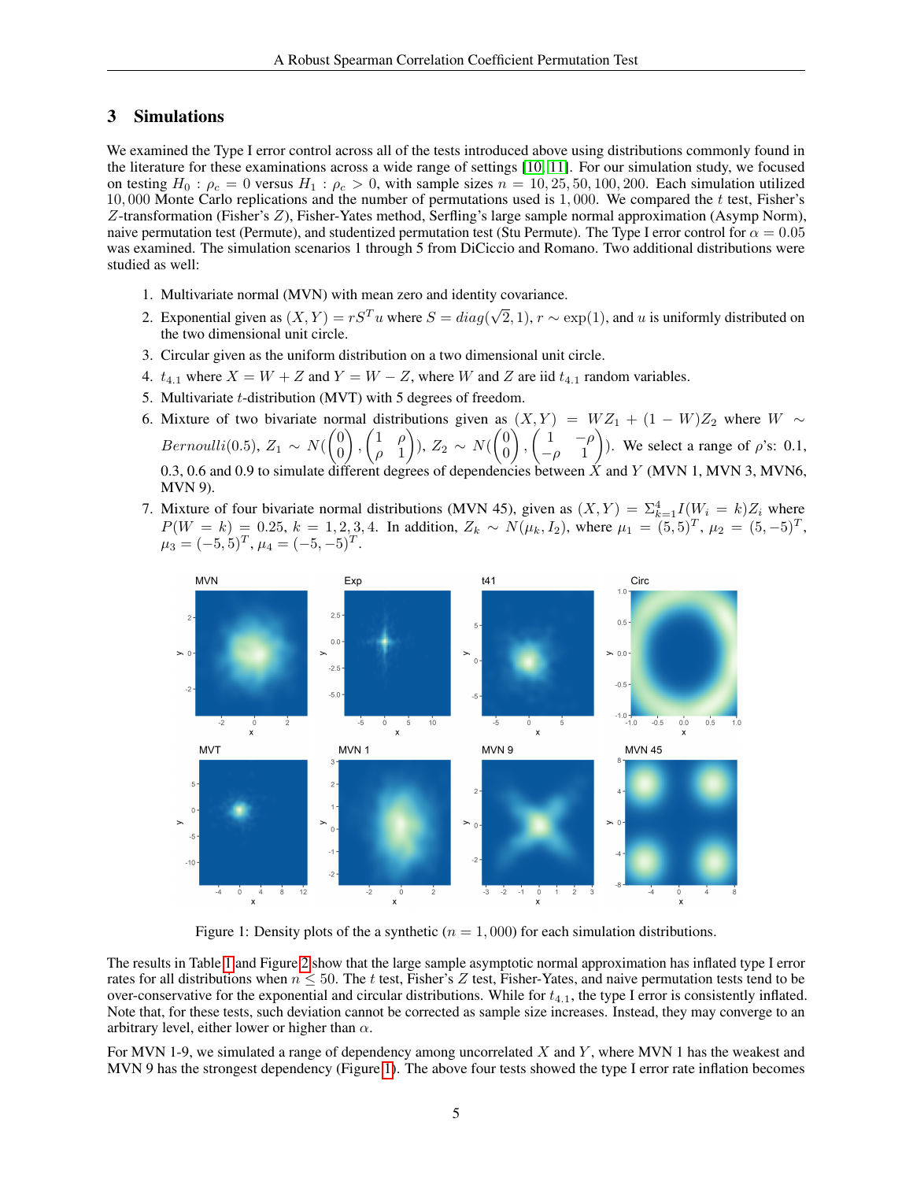## 3 Simulations

We examined the Type I error control across all of the tests introduced above using distributions commonly found in the literature for these examinations across a wide range of settings [10, 11]. For our simulation study, we focused on testing $H_0 : \rho_c = 0$ versus $H_1 : \rho_c > 0$, with sample sizes $n = 10, 25, 50, 100, 200$. Each simulation utilized $10,000$ Monte Carlo replications and the number of permutations used is $1,000$. We compared the $t$ test, Fisher's $Z$-transformation (Fisher's $Z$), Fisher-Yates method, Serfling's large sample normal approximation (Asymp Norm), naive permutation test (Permute), and studentized permutation test (Stu Permute). The Type I error control for $\alpha = 0.05$ was examined. The simulation scenarios 1 through 5 from DiCiccio and Romano. Two additional distributions were studied as well:

1. Multivariate normal (MVN) with mean zero and identity covariance.
2. Exponential given as $(X, Y) = rS^T u$ where $S = diag(\sqrt{2}, 1)$, $r \sim \exp(1)$, and $u$ is uniformly distributed on the two dimensional unit circle.
3. Circular given as the uniform distribution on a two dimensional unit circle.
4. $t_{4.1}$ where $X = W + Z$ and $Y = W - Z$, where $W$ and $Z$ are iid $t_{4.1}$ random variables.
5. Multivariate $t$-distribution (MVT) with 5 degrees of freedom.
6. Mixture of two bivariate normal distributions given as $(X, Y) = WZ_1 + (1 - W)Z_2$ where $W \sim Bernoulli(0.5)$, $Z_1 \sim N(\begin{pmatrix} 0 \\ 0 \end{pmatrix}, \begin{pmatrix} 1 & \rho \\ \rho & 1 \end{pmatrix})$, $Z_2 \sim N(\begin{pmatrix} 0 \\ 0 \end{pmatrix}, \begin{pmatrix} 1 & -\rho \\ -\rho & 1 \end{pmatrix})$. We select a range of $\rho$'s: 0.1, 0.3, 0.6 and 0.9 to simulate different degrees of dependencies between $X$ and $Y$ (MVN 1, MVN 3, MVN6, MVN 9).
7. Mixture of four bivariate normal distributions (MVN 45), given as $(X, Y) = \Sigma_{k=1}^{4} I(W_i = k)Z_i$ where $P(W = k) = 0.25$, $k = 1, 2, 3, 4$. In addition, $Z_k \sim N(\mu_k, I_2)$, where $\mu_1 = (5, 5)^T$, $\mu_2 = (5, -5)^T$, $\mu_3 = (-5, 5)^T$, $\mu_4 = (-5, -5)^T$.

Figure 1: Density plots of the a synthetic ($n = 1,000$) for each simulation distributions.

The results in Table 1 and Figure 2 show that the large sample asymptotic normal approximation has inflated type I error rates for all distributions when $n \leq 50$. The $t$ test, Fisher's $Z$ test, Fisher-Yates, and naive permutation tests tend to be over-conservative for the exponential and circular distributions. While for $t_{4.1}$, the type I error is consistently inflated. Note that, for these tests, such deviation cannot be corrected as sample size increases. Instead, they may converge to an arbitrary level, either lower or higher than $\alpha$.

For MVN 1-9, we simulated a range of dependency among uncorrelated $X$ and $Y$, where MVN 1 has the weakest and MVN 9 has the strongest dependency (Figure 1). The above four tests showed the type I error rate inflation becomes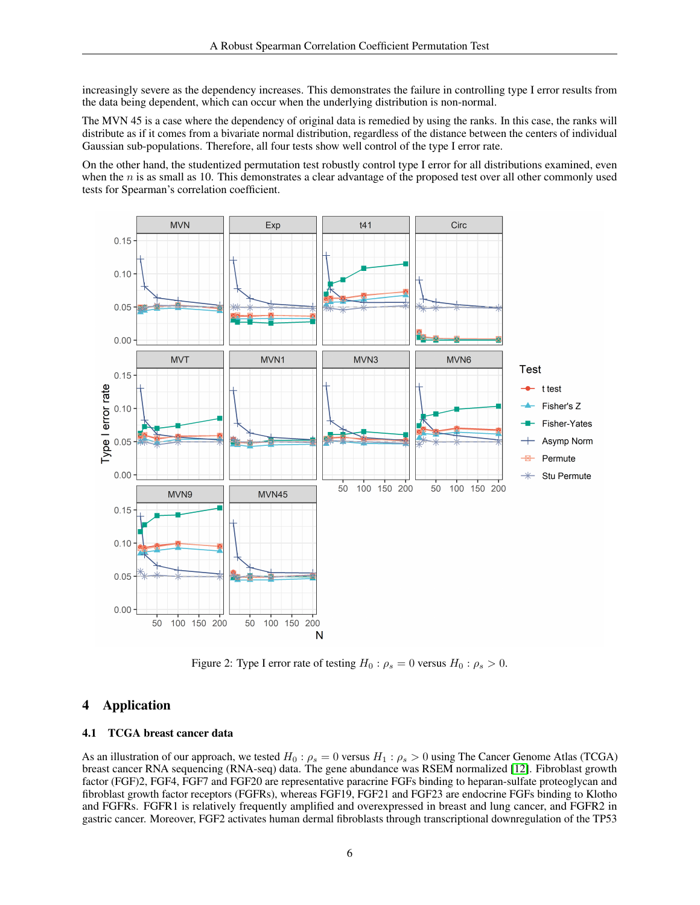increasingly severe as the dependency increases. This demonstrates the failure in controlling type I error results from the data being dependent, which can occur when the underlying distribution is non-normal.

The MVN 45 is a case where the dependency of original data is remedied by using the ranks. In this case, the ranks will distribute as if it comes from a bivariate normal distribution, regardless of the distance between the centers of individual Gaussian sub-populations. Therefore, all four tests show well control of the type I error rate.

On the other hand, the studentized permutation test robustly control type I error for all distributions examined, even when the $n$ is as small as 10. This demonstrates a clear advantage of the proposed test over all other commonly used tests for Spearman's correlation coefficient.

Figure 2: Type I error rate of testing $H_0 : \rho_s = 0$ versus $H_0 : \rho_s > 0$.

# 4 Application

## 4.1 TCGA breast cancer data

As an illustration of our approach, we tested $H_0 : \rho_s = 0$ versus $H_1 : \rho_s > 0$ using The Cancer Genome Atlas (TCGA) breast cancer RNA sequencing (RNA-seq) data. The gene abundance was RSEM normalized [12]. Fibroblast growth factor (FGF)2, FGF4, FGF7 and FGF20 are representative paracrine FGFs binding to heparan-sulfate proteoglycan and fibroblast growth factor receptors (FGFRs), whereas FGF19, FGF21 and FGF23 are endocrine FGFs binding to Klotho and FGFRs. FGFR1 is relatively frequently amplified and overexpressed in breast and lung cancer, and FGFR2 in gastric cancer. Moreover, FGF2 activates human dermal fibroblasts through transcriptional downregulation of the TP53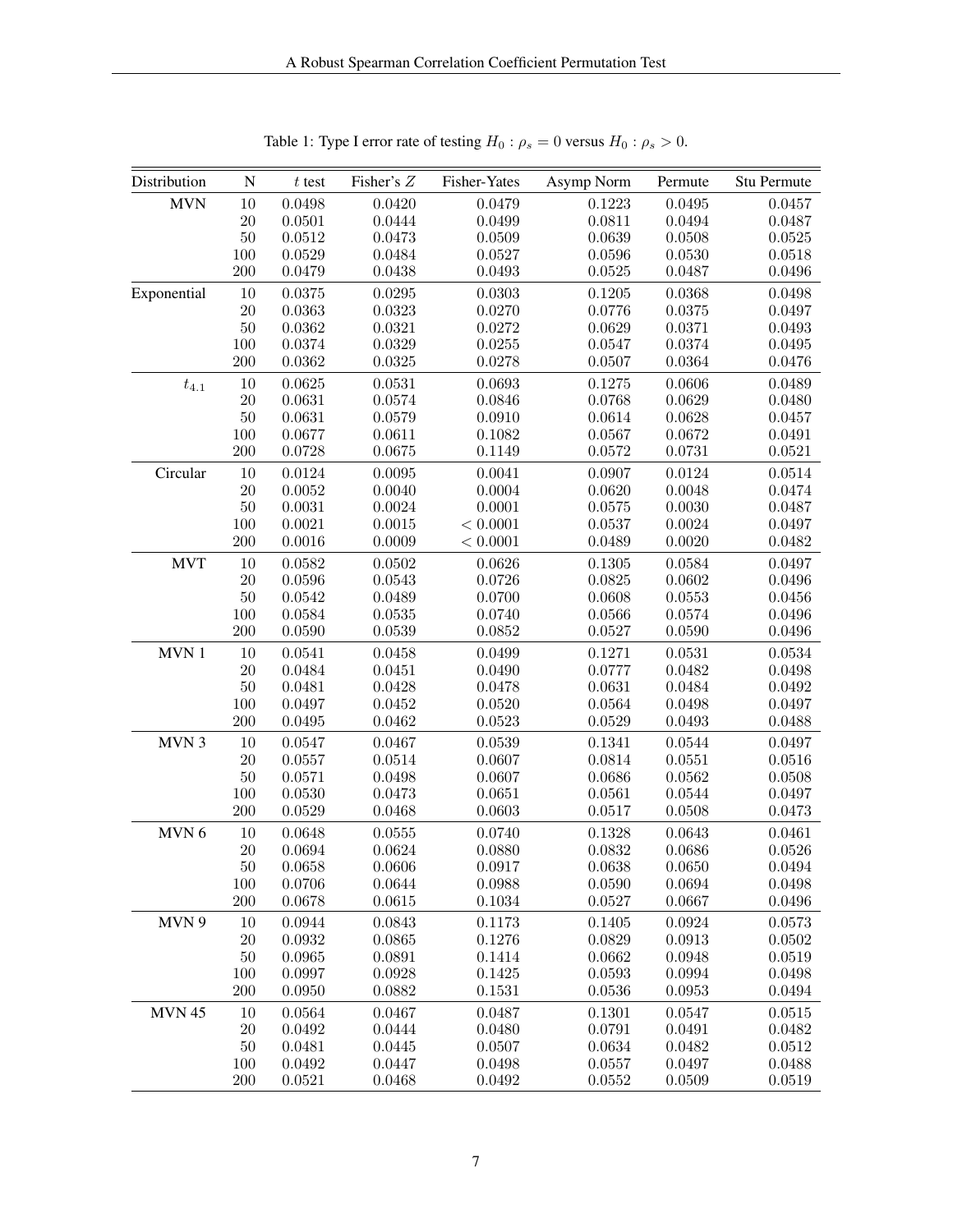Table 1: Type I error rate of testing $H_0 : \rho_s = 0$ versus $H_0 : \rho_s > 0$.

| Distribution | N | $t$ test | Fisher's $Z$ | Fisher-Yates | Asymp Norm | Permute | Stu Permute |
|---|---|---|---|---|---|---|---|
| MVN | 10 | 0.0498 | 0.0420 | 0.0479 | 0.1223 | 0.0495 | 0.0457 |
| | 20 | 0.0501 | 0.0444 | 0.0499 | 0.0811 | 0.0494 | 0.0487 |
| | 50 | 0.0512 | 0.0473 | 0.0509 | 0.0639 | 0.0508 | 0.0525 |
| | 100 | 0.0529 | 0.0484 | 0.0527 | 0.0596 | 0.0530 | 0.0518 |
| | 200 | 0.0479 | 0.0438 | 0.0493 | 0.0525 | 0.0487 | 0.0496 |
| Exponential | 10 | 0.0375 | 0.0295 | 0.0303 | 0.1205 | 0.0368 | 0.0498 |
| | 20 | 0.0363 | 0.0323 | 0.0270 | 0.0776 | 0.0375 | 0.0497 |
| | 50 | 0.0362 | 0.0321 | 0.0272 | 0.0629 | 0.0371 | 0.0493 |
| | 100 | 0.0374 | 0.0329 | 0.0255 | 0.0547 | 0.0374 | 0.0495 |
| | 200 | 0.0362 | 0.0325 | 0.0278 | 0.0507 | 0.0364 | 0.0476 |
| $t_{4.1}$ | 10 | 0.0625 | 0.0531 | 0.0693 | 0.1275 | 0.0606 | 0.0489 |
| | 20 | 0.0631 | 0.0574 | 0.0846 | 0.0768 | 0.0629 | 0.0480 |
| | 50 | 0.0631 | 0.0579 | 0.0910 | 0.0614 | 0.0628 | 0.0457 |
| | 100 | 0.0677 | 0.0611 | 0.1082 | 0.0567 | 0.0672 | 0.0491 |
| | 200 | 0.0728 | 0.0675 | 0.1149 | 0.0572 | 0.0731 | 0.0521 |
| Circular | 10 | 0.0124 | 0.0095 | 0.0041 | 0.0907 | 0.0124 | 0.0514 |
| | 20 | 0.0052 | 0.0040 | 0.0004 | 0.0620 | 0.0048 | 0.0474 |
| | 50 | 0.0031 | 0.0024 | 0.0001 | 0.0575 | 0.0030 | 0.0487 |
| | 100 | 0.0021 | 0.0015 | $< 0.0001$ | 0.0537 | 0.0024 | 0.0497 |
| | 200 | 0.0016 | 0.0009 | $< 0.0001$ | 0.0489 | 0.0020 | 0.0482 |
| MVT | 10 | 0.0582 | 0.0502 | 0.0626 | 0.1305 | 0.0584 | 0.0497 |
| | 20 | 0.0596 | 0.0543 | 0.0726 | 0.0825 | 0.0602 | 0.0496 |
| | 50 | 0.0542 | 0.0489 | 0.0700 | 0.0608 | 0.0553 | 0.0456 |
| | 100 | 0.0584 | 0.0535 | 0.0740 | 0.0566 | 0.0574 | 0.0496 |
| | 200 | 0.0590 | 0.0539 | 0.0852 | 0.0527 | 0.0590 | 0.0496 |
| MVN 1 | 10 | 0.0541 | 0.0458 | 0.0499 | 0.1271 | 0.0531 | 0.0534 |
| | 20 | 0.0484 | 0.0451 | 0.0490 | 0.0777 | 0.0482 | 0.0498 |
| | 50 | 0.0481 | 0.0428 | 0.0478 | 0.0631 | 0.0484 | 0.0492 |
| | 100 | 0.0497 | 0.0452 | 0.0520 | 0.0564 | 0.0498 | 0.0497 |
| | 200 | 0.0495 | 0.0462 | 0.0523 | 0.0529 | 0.0493 | 0.0488 |
| MVN 3 | 10 | 0.0547 | 0.0467 | 0.0539 | 0.1341 | 0.0544 | 0.0497 |
| | 20 | 0.0557 | 0.0514 | 0.0607 | 0.0814 | 0.0551 | 0.0516 |
| | 50 | 0.0571 | 0.0498 | 0.0607 | 0.0686 | 0.0562 | 0.0508 |
| | 100 | 0.0530 | 0.0473 | 0.0651 | 0.0561 | 0.0544 | 0.0497 |
| | 200 | 0.0529 | 0.0468 | 0.0603 | 0.0517 | 0.0508 | 0.0473 |
| MVN 6 | 10 | 0.0648 | 0.0555 | 0.0740 | 0.1328 | 0.0643 | 0.0461 |
| | 20 | 0.0694 | 0.0624 | 0.0880 | 0.0832 | 0.0686 | 0.0526 |
| | 50 | 0.0658 | 0.0606 | 0.0917 | 0.0638 | 0.0650 | 0.0494 |
| | 100 | 0.0706 | 0.0644 | 0.0988 | 0.0590 | 0.0694 | 0.0498 |
| | 200 | 0.0678 | 0.0615 | 0.1034 | 0.0527 | 0.0667 | 0.0496 |
| MVN 9 | 10 | 0.0944 | 0.0843 | 0.1173 | 0.1405 | 0.0924 | 0.0573 |
| | 20 | 0.0932 | 0.0865 | 0.1276 | 0.0829 | 0.0913 | 0.0502 |
| | 50 | 0.0965 | 0.0891 | 0.1414 | 0.0662 | 0.0948 | 0.0519 |
| | 100 | 0.0997 | 0.0928 | 0.1425 | 0.0593 | 0.0994 | 0.0498 |
| | 200 | 0.0950 | 0.0882 | 0.1531 | 0.0536 | 0.0953 | 0.0494 |
| MVN 45 | 10 | 0.0564 | 0.0467 | 0.0487 | 0.1301 | 0.0547 | 0.0515 |
| | 20 | 0.0492 | 0.0444 | 0.0480 | 0.0791 | 0.0491 | 0.0482 |
| | 50 | 0.0481 | 0.0445 | 0.0507 | 0.0634 | 0.0482 | 0.0512 |
| | 100 | 0.0492 | 0.0447 | 0.0498 | 0.0557 | 0.0497 | 0.0488 |
| | 200 | 0.0521 | 0.0468 | 0.0492 | 0.0552 | 0.0509 | 0.0519 |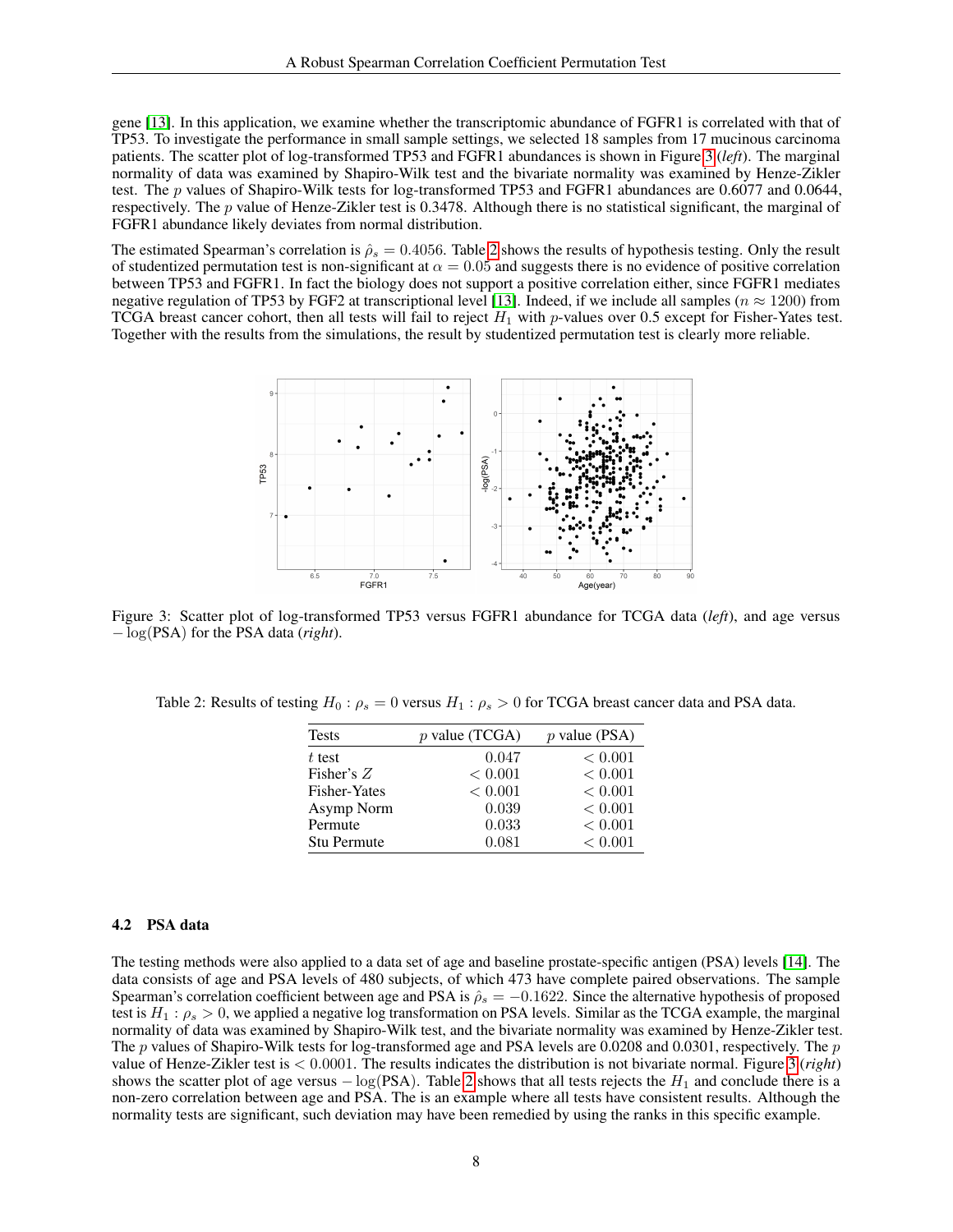gene [13]. In this application, we examine whether the transcriptomic abundance of FGFR1 is correlated with that of TP53. To investigate the performance in small sample settings, we selected 18 samples from 17 mucinous carcinoma patients. The scatter plot of log-transformed TP53 and FGFR1 abundances is shown in Figure 3 (*left*). The marginal normality of data was examined by Shapiro-Wilk test and the bivariate normality was examined by Henze-Zikler test. The $p$ values of Shapiro-Wilk tests for log-transformed TP53 and FGFR1 abundances are 0.6077 and 0.0644, respectively. The $p$ value of Henze-Zikler test is 0.3478. Although there is no statistical significant, the marginal of FGFR1 abundance likely deviates from normal distribution.

The estimated Spearman's correlation is $\hat{\rho}_s = 0.4056$. Table 2 shows the results of hypothesis testing. Only the result of studentized permutation test is non-significant at $\alpha = 0.05$ and suggests there is no evidence of positive correlation between TP53 and FGFR1. In fact the biology does not support a positive correlation either, since FGFR1 mediates negative regulation of TP53 by FGF2 at transcriptional level [13]. Indeed, if we include all samples ($n \approx 1200$) from TCGA breast cancer cohort, then all tests will fail to reject $H_1$ with $p$-values over 0.5 except for Fisher-Yates test. Together with the results from the simulations, the result by studentized permutation test is clearly more reliable.

Figure 3: Scatter plot of log-transformed TP53 versus FGFR1 abundance for TCGA data (*left*), and age versus $-\log(\text{PSA})$ for the PSA data (*right*).

Table 2: Results of testing $H_0 : \rho_s = 0$ versus $H_1 : \rho_s > 0$ for TCGA breast cancer data and PSA data.

| Tests | $p$ value (TCGA) | $p$ value (PSA) |
|---|---|---|
| $t$ test | 0.047 | $< 0.001$ |
| Fisher's $Z$ | $< 0.001$ | $< 0.001$ |
| Fisher-Yates | $< 0.001$ | $< 0.001$ |
| Asymp Norm | 0.039 | $< 0.001$ |
| Permute | 0.033 | $< 0.001$ |
| Stu Permute | 0.081 | $< 0.001$ |

### 4.2 PSA data

The testing methods were also applied to a data set of age and baseline prostate-specific antigen (PSA) levels [14]. The data consists of age and PSA levels of 480 subjects, of which 473 have complete paired observations. The sample Spearman's correlation coefficient between age and PSA is $\hat{\rho}_s = -0.1622$. Since the alternative hypothesis of proposed test is $H_1 : \rho_s > 0$, we applied a negative log transformation on PSA levels. Similar as the TCGA example, the marginal normality of data was examined by Shapiro-Wilk test, and the bivariate normality was examined by Henze-Zikler test. The $p$ values of Shapiro-Wilk tests for log-transformed age and PSA levels are 0.0208 and 0.0301, respectively. The $p$ value of Henze-Zikler test is $< 0.0001$. The results indicates the distribution is not bivariate normal. Figure 3 (*right*) shows the scatter plot of age versus $-\log(\text{PSA})$. Table 2 shows that all tests rejects the $H_1$ and conclude there is a non-zero correlation between age and PSA. The is an example where all tests have consistent results. Although the normality tests are significant, such deviation may have been remedied by using the ranks in this specific example.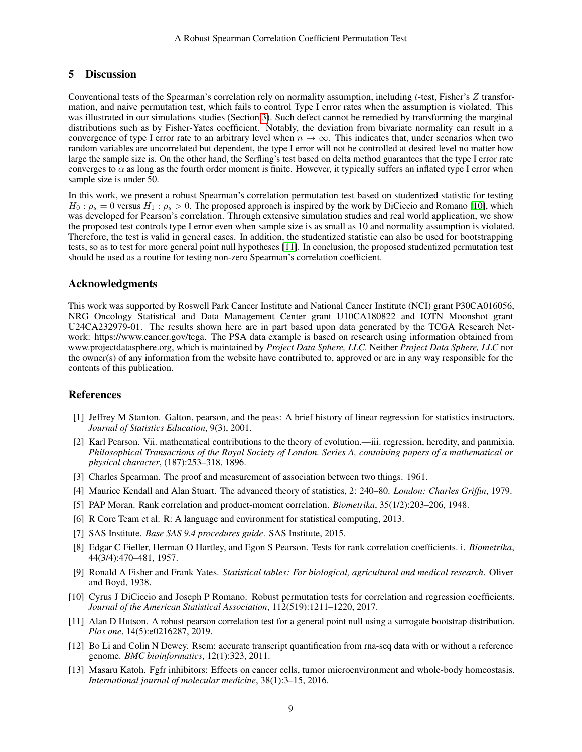## 5 Discussion

Conventional tests of the Spearman's correlation rely on normality assumption, including $t$-test, Fisher's $Z$ transformation, and naive permutation test, which fails to control Type I error rates when the assumption is violated. This was illustrated in our simulations studies (Section 3). Such defect cannot be remedied by transforming the marginal distributions such as by Fisher-Yates coefficient. Notably, the deviation from bivariate normality can result in a convergence of type I error rate to an arbitrary level when $n \to \infty$. This indicates that, under scenarios when two random variables are uncorrelated but dependent, the type I error will not be controlled at desired level no matter how large the sample size is. On the other hand, the Serfling's test based on delta method guarantees that the type I error rate converges to $\alpha$ as long as the fourth order moment is finite. However, it typically suffers an inflated type I error when sample size is under 50.

In this work, we present a robust Spearman's correlation permutation test based on studentized statistic for testing $H_0 : \rho_s = 0$ versus $H_1 : \rho_s > 0$. The proposed approach is inspired by the work by DiCiccio and Romano [10], which was developed for Pearson's correlation. Through extensive simulation studies and real world application, we show the proposed test controls type I error even when sample size is as small as 10 and normality assumption is violated. Therefore, the test is valid in general cases. In addition, the studentized statistic can also be used for bootstrapping tests, so as to test for more general point null hypotheses [11]. In conclusion, the proposed studentized permutation test should be used as a routine for testing non-zero Spearman's correlation coefficient.

## Acknowledgments

This work was supported by Roswell Park Cancer Institute and National Cancer Institute (NCI) grant P30CA016056, NRG Oncology Statistical and Data Management Center grant U10CA180822 and IOTN Moonshot grant U24CA232979-01. The results shown here are in part based upon data generated by the TCGA Research Network: https://www.cancer.gov/tcga. The PSA data example is based on research using information obtained from www.projectdatasphere.org, which is maintained by *Project Data Sphere, LLC*. Neither *Project Data Sphere, LLC* nor the owner(s) of any information from the website have contributed to, approved or are in any way responsible for the contents of this publication.

## References

[1] Jeffrey M Stanton. Galton, pearson, and the peas: A brief history of linear regression for statistics instructors. *Journal of Statistics Education*, 9(3), 2001.

[2] Karl Pearson. Vii. mathematical contributions to the theory of evolution.—iii. regression, heredity, and panmixia. *Philosophical Transactions of the Royal Society of London. Series A, containing papers of a mathematical or physical character*, (187):253–318, 1896.

[3] Charles Spearman. The proof and measurement of association between two things. 1961.

[4] Maurice Kendall and Alan Stuart. The advanced theory of statistics, 2: 240–80. *London: Charles Griffin*, 1979.

[5] PAP Moran. Rank correlation and product-moment correlation. *Biometrika*, 35(1/2):203–206, 1948.

[6] R Core Team et al. R: A language and environment for statistical computing, 2013.

[7] SAS Institute. *Base SAS 9.4 procedures guide*. SAS Institute, 2015.

[8] Edgar C Fieller, Herman O Hartley, and Egon S Pearson. Tests for rank correlation coefficients. i. *Biometrika*, 44(3/4):470–481, 1957.

[9] Ronald A Fisher and Frank Yates. *Statistical tables: For biological, agricultural and medical research*. Oliver and Boyd, 1938.

[10] Cyrus J DiCiccio and Joseph P Romano. Robust permutation tests for correlation and regression coefficients. *Journal of the American Statistical Association*, 112(519):1211–1220, 2017.

[11] Alan D Hutson. A robust pearson correlation test for a general point null using a surrogate bootstrap distribution. *Plos one*, 14(5):e0216287, 2019.

[12] Bo Li and Colin N Dewey. Rsem: accurate transcript quantification from rna-seq data with or without a reference genome. *BMC bioinformatics*, 12(1):323, 2011.

[13] Masaru Katoh. Fgfr inhibitors: Effects on cancer cells, tumor microenvironment and whole-body homeostasis. *International journal of molecular medicine*, 38(1):3–15, 2016.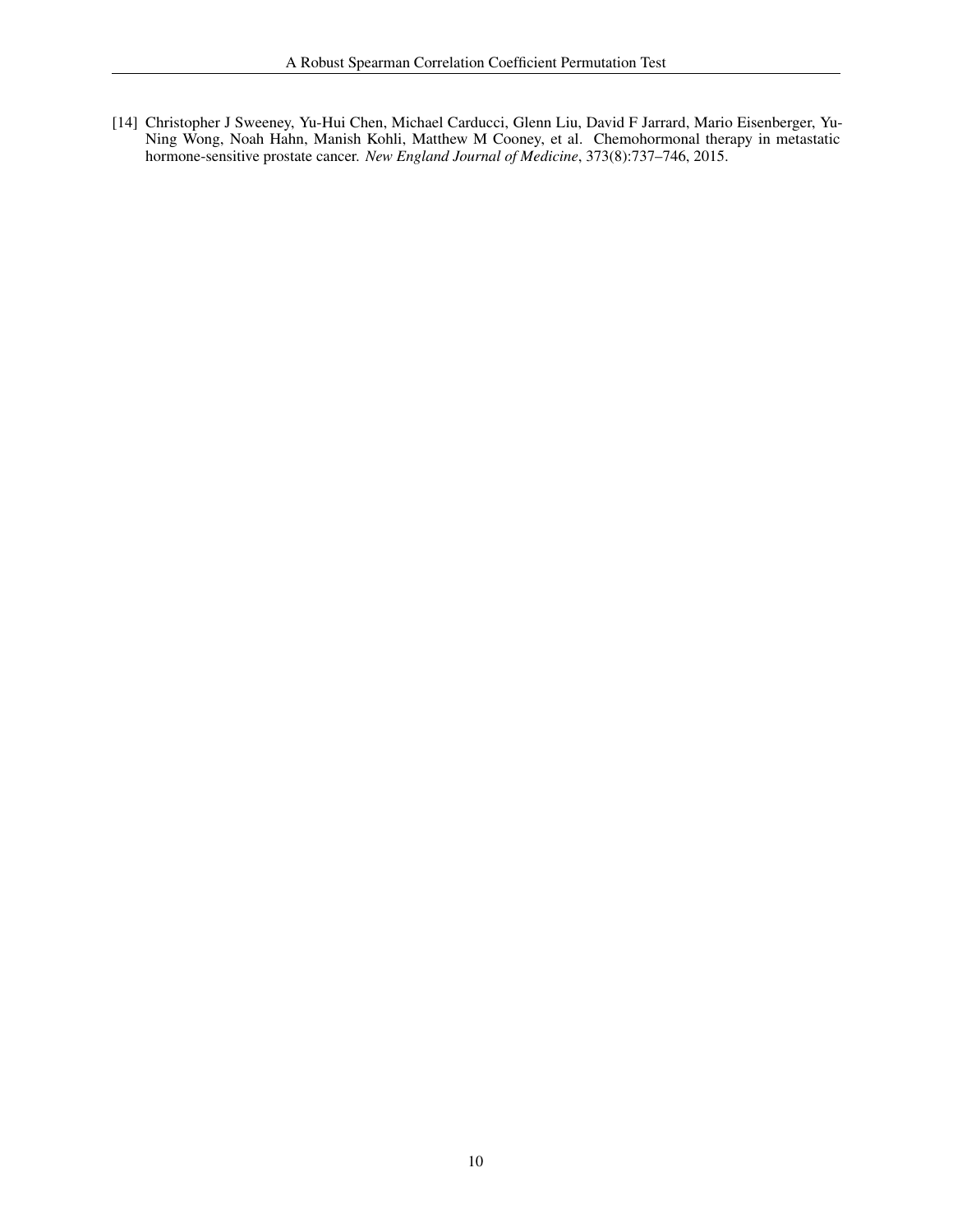[14] Christopher J Sweeney, Yu-Hui Chen, Michael Carducci, Glenn Liu, David F Jarrard, Mario Eisenberger, Yu-Ning Wong, Noah Hahn, Manish Kohli, Matthew M Cooney, et al. Chemohormonal therapy in metastatic hormone-sensitive prostate cancer. *New England Journal of Medicine*, 373(8):737–746, 2015.